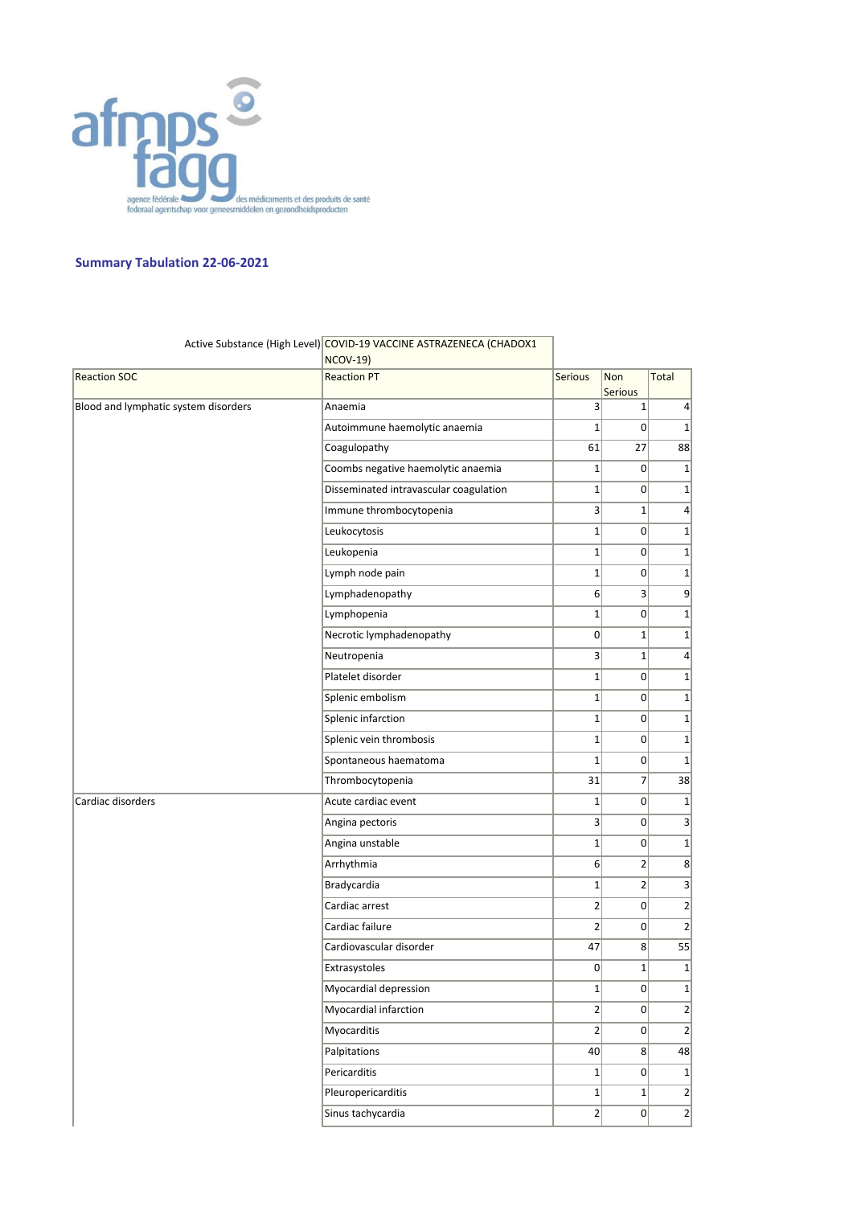afmps fagg

agence fédérale des médicaments et des produits de santé
federaal agentschap voor geneesmiddelen en gezondheidsproducten

## Summary Tabulation 22-06-2021

| Active Substance (High Level) | COVID-19 VACCINE ASTRAZENECA (CHADOX1 NCOV-19) | | | |
|---|---|---|---|---|
| **Reaction SOC** | **Reaction PT** | **Serious** | **Non Serious** | **Total** |
| Blood and lymphatic system disorders | Anaemia | 3 | 1 | 4 |
| | Autoimmune haemolytic anaemia | 1 | 0 | 1 |
| | Coagulopathy | 61 | 27 | 88 |
| | Coombs negative haemolytic anaemia | 1 | 0 | 1 |
| | Disseminated intravascular coagulation | 1 | 0 | 1 |
| | Immune thrombocytopenia | 3 | 1 | 4 |
| | Leukocytosis | 1 | 0 | 1 |
| | Leukopenia | 1 | 0 | 1 |
| | Lymph node pain | 1 | 0 | 1 |
| | Lymphadenopathy | 6 | 3 | 9 |
| | Lymphopenia | 1 | 0 | 1 |
| | Necrotic lymphadenopathy | 0 | 1 | 1 |
| | Neutropenia | 3 | 1 | 4 |
| | Platelet disorder | 1 | 0 | 1 |
| | Splenic embolism | 1 | 0 | 1 |
| | Splenic infarction | 1 | 0 | 1 |
| | Splenic vein thrombosis | 1 | 0 | 1 |
| | Spontaneous haematoma | 1 | 0 | 1 |
| | Thrombocytopenia | 31 | 7 | 38 |
| Cardiac disorders | Acute cardiac event | 1 | 0 | 1 |
| | Angina pectoris | 3 | 0 | 3 |
| | Angina unstable | 1 | 0 | 1 |
| | Arrhythmia | 6 | 2 | 8 |
| | Bradycardia | 1 | 2 | 3 |
| | Cardiac arrest | 2 | 0 | 2 |
| | Cardiac failure | 2 | 0 | 2 |
| | Cardiovascular disorder | 47 | 8 | 55 |
| | Extrasystoles | 0 | 1 | 1 |
| | Myocardial depression | 1 | 0 | 1 |
| | Myocardial infarction | 2 | 0 | 2 |
| | Myocarditis | 2 | 0 | 2 |
| | Palpitations | 40 | 8 | 48 |
| | Pericarditis | 1 | 0 | 1 |
| | Pleuropericarditis | 1 | 1 | 2 |
| | Sinus tachycardia | 2 | 0 | 2 |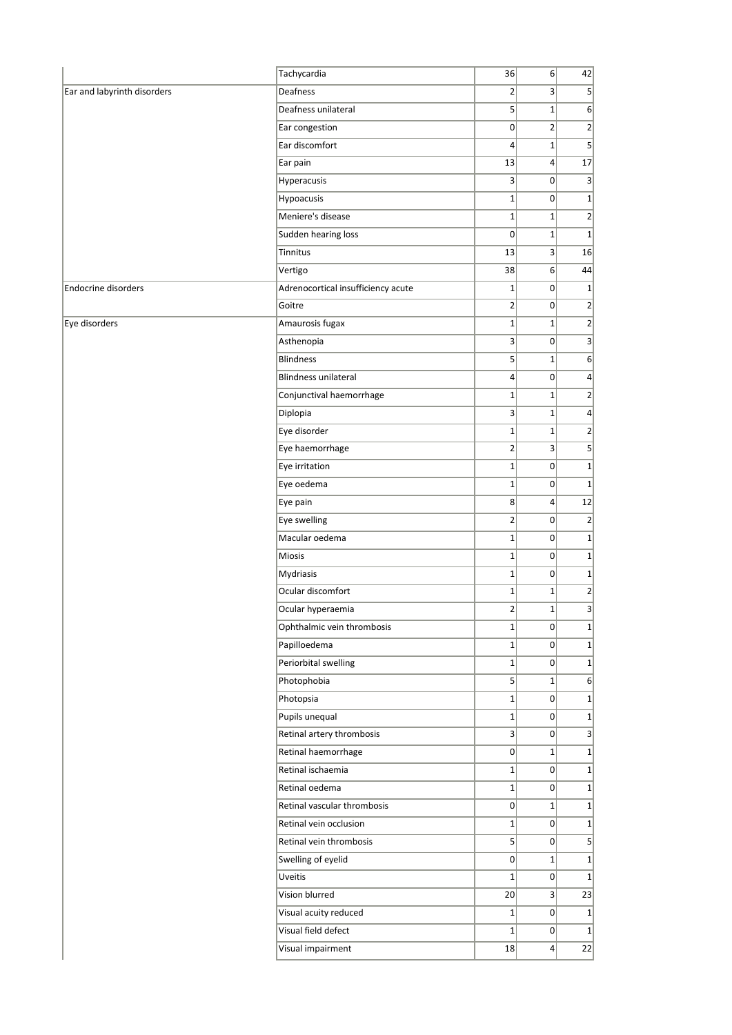| | | | | |
|---|---|---|---|---|
| | Tachycardia | 36 | 6 | 42 |
| Ear and labyrinth disorders | Deafness | 2 | 3 | 5 |
| | Deafness unilateral | 5 | 1 | 6 |
| | Ear congestion | 0 | 2 | 2 |
| | Ear discomfort | 4 | 1 | 5 |
| | Ear pain | 13 | 4 | 17 |
| | Hyperacusis | 3 | 0 | 3 |
| | Hypoacusis | 1 | 0 | 1 |
| | Meniere's disease | 1 | 1 | 2 |
| | Sudden hearing loss | 0 | 1 | 1 |
| | Tinnitus | 13 | 3 | 16 |
| | Vertigo | 38 | 6 | 44 |
| Endocrine disorders | Adrenocortical insufficiency acute | 1 | 0 | 1 |
| | Goitre | 2 | 0 | 2 |
| Eye disorders | Amaurosis fugax | 1 | 1 | 2 |
| | Asthenopia | 3 | 0 | 3 |
| | Blindness | 5 | 1 | 6 |
| | Blindness unilateral | 4 | 0 | 4 |
| | Conjunctival haemorrhage | 1 | 1 | 2 |
| | Diplopia | 3 | 1 | 4 |
| | Eye disorder | 1 | 1 | 2 |
| | Eye haemorrhage | 2 | 3 | 5 |
| | Eye irritation | 1 | 0 | 1 |
| | Eye oedema | 1 | 0 | 1 |
| | Eye pain | 8 | 4 | 12 |
| | Eye swelling | 2 | 0 | 2 |
| | Macular oedema | 1 | 0 | 1 |
| | Miosis | 1 | 0 | 1 |
| | Mydriasis | 1 | 0 | 1 |
| | Ocular discomfort | 1 | 1 | 2 |
| | Ocular hyperaemia | 2 | 1 | 3 |
| | Ophthalmic vein thrombosis | 1 | 0 | 1 |
| | Papilloedema | 1 | 0 | 1 |
| | Periorbital swelling | 1 | 0 | 1 |
| | Photophobia | 5 | 1 | 6 |
| | Photopsia | 1 | 0 | 1 |
| | Pupils unequal | 1 | 0 | 1 |
| | Retinal artery thrombosis | 3 | 0 | 3 |
| | Retinal haemorrhage | 0 | 1 | 1 |
| | Retinal ischaemia | 1 | 0 | 1 |
| | Retinal oedema | 1 | 0 | 1 |
| | Retinal vascular thrombosis | 0 | 1 | 1 |
| | Retinal vein occlusion | 1 | 0 | 1 |
| | Retinal vein thrombosis | 5 | 0 | 5 |
| | Swelling of eyelid | 0 | 1 | 1 |
| | Uveitis | 1 | 0 | 1 |
| | Vision blurred | 20 | 3 | 23 |
| | Visual acuity reduced | 1 | 0 | 1 |
| | Visual field defect | 1 | 0 | 1 |
| | Visual impairment | 18 | 4 | 22 |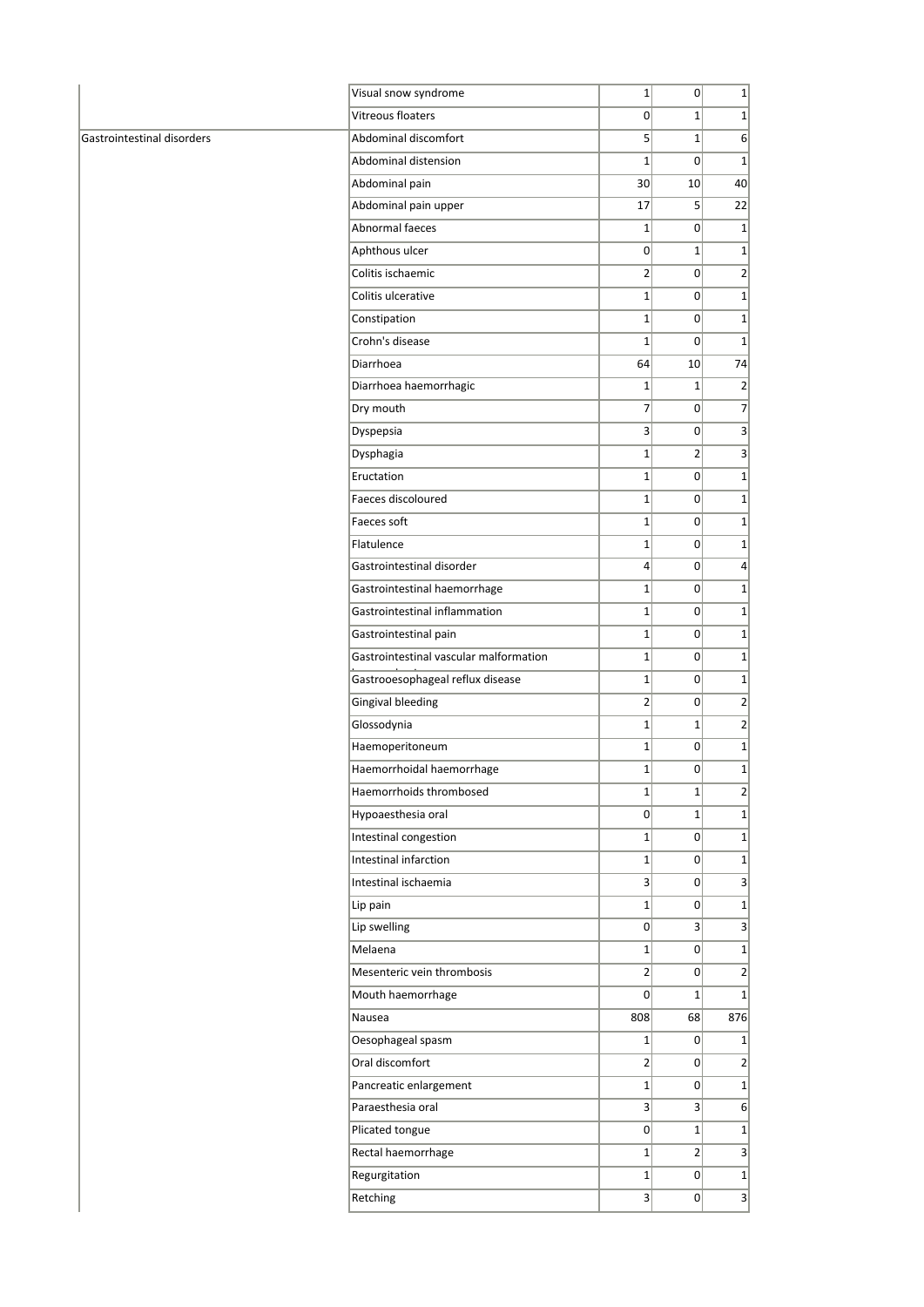| | | | | |
|---|---|---|---|---|
| | Visual snow syndrome | 1 | 0 | 1 |
| | Vitreous floaters | 0 | 1 | 1 |
| Gastrointestinal disorders | Abdominal discomfort | 5 | 1 | 6 |
| | Abdominal distension | 1 | 0 | 1 |
| | Abdominal pain | 30 | 10 | 40 |
| | Abdominal pain upper | 17 | 5 | 22 |
| | Abnormal faeces | 1 | 0 | 1 |
| | Aphthous ulcer | 0 | 1 | 1 |
| | Colitis ischaemic | 2 | 0 | 2 |
| | Colitis ulcerative | 1 | 0 | 1 |
| | Constipation | 1 | 0 | 1 |
| | Crohn's disease | 1 | 0 | 1 |
| | Diarrhoea | 64 | 10 | 74 |
| | Diarrhoea haemorrhagic | 1 | 1 | 2 |
| | Dry mouth | 7 | 0 | 7 |
| | Dyspepsia | 3 | 0 | 3 |
| | Dysphagia | 1 | 2 | 3 |
| | Eructation | 1 | 0 | 1 |
| | Faeces discoloured | 1 | 0 | 1 |
| | Faeces soft | 1 | 0 | 1 |
| | Flatulence | 1 | 0 | 1 |
| | Gastrointestinal disorder | 4 | 0 | 4 |
| | Gastrointestinal haemorrhage | 1 | 0 | 1 |
| | Gastrointestinal inflammation | 1 | 0 | 1 |
| | Gastrointestinal pain | 1 | 0 | 1 |
| | Gastrointestinal vascular malformation | 1 | 0 | 1 |
| | Gastrooesophageal reflux disease | 1 | 0 | 1 |
| | Gingival bleeding | 2 | 0 | 2 |
| | Glossodynia | 1 | 1 | 2 |
| | Haemoperitoneum | 1 | 0 | 1 |
| | Haemorrhoidal haemorrhage | 1 | 0 | 1 |
| | Haemorrhoids thrombosed | 1 | 1 | 2 |
| | Hypoaesthesia oral | 0 | 1 | 1 |
| | Intestinal congestion | 1 | 0 | 1 |
| | Intestinal infarction | 1 | 0 | 1 |
| | Intestinal ischaemia | 3 | 0 | 3 |
| | Lip pain | 1 | 0 | 1 |
| | Lip swelling | 0 | 3 | 3 |
| | Melaena | 1 | 0 | 1 |
| | Mesenteric vein thrombosis | 2 | 0 | 2 |
| | Mouth haemorrhage | 0 | 1 | 1 |
| | Nausea | 808 | 68 | 876 |
| | Oesophageal spasm | 1 | 0 | 1 |
| | Oral discomfort | 2 | 0 | 2 |
| | Pancreatic enlargement | 1 | 0 | 1 |
| | Paraesthesia oral | 3 | 3 | 6 |
| | Plicated tongue | 0 | 1 | 1 |
| | Rectal haemorrhage | 1 | 2 | 3 |
| | Regurgitation | 1 | 0 | 1 |
| | Retching | 3 | 0 | 3 |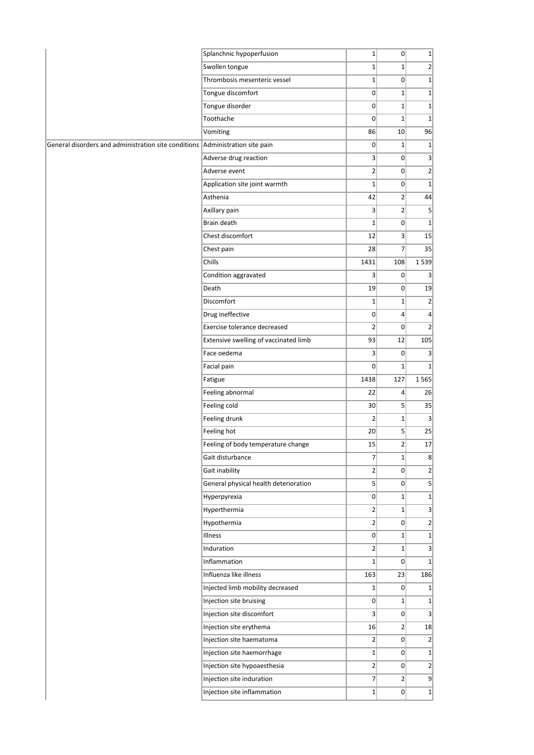| | | | | |
|---|---|---|---|---|
| | Splanchnic hypoperfusion | 1 | 0 | 1 |
| | Swollen tongue | 1 | 1 | 2 |
| | Thrombosis mesenteric vessel | 1 | 0 | 1 |
| | Tongue discomfort | 0 | 1 | 1 |
| | Tongue disorder | 0 | 1 | 1 |
| | Toothache | 0 | 1 | 1 |
| | Vomiting | 86 | 10 | 96 |
| General disorders and administration site conditions | Administration site pain | 0 | 1 | 1 |
| | Adverse drug reaction | 3 | 0 | 3 |
| | Adverse event | 2 | 0 | 2 |
| | Application site joint warmth | 1 | 0 | 1 |
| | Asthenia | 42 | 2 | 44 |
| | Axillary pain | 3 | 2 | 5 |
| | Brain death | 1 | 0 | 1 |
| | Chest discomfort | 12 | 3 | 15 |
| | Chest pain | 28 | 7 | 35 |
| | Chills | 1431 | 108 | 1 539 |
| | Condition aggravated | 3 | 0 | 3 |
| | Death | 19 | 0 | 19 |
| | Discomfort | 1 | 1 | 2 |
| | Drug ineffective | 0 | 4 | 4 |
| | Exercise tolerance decreased | 2 | 0 | 2 |
| | Extensive swelling of vaccinated limb | 93 | 12 | 105 |
| | Face oedema | 3 | 0 | 3 |
| | Facial pain | 0 | 1 | 1 |
| | Fatigue | 1438 | 127 | 1 565 |
| | Feeling abnormal | 22 | 4 | 26 |
| | Feeling cold | 30 | 5 | 35 |
| | Feeling drunk | 2 | 1 | 3 |
| | Feeling hot | 20 | 5 | 25 |
| | Feeling of body temperature change | 15 | 2 | 17 |
| | Gait disturbance | 7 | 1 | 8 |
| | Gait inability | 2 | 0 | 2 |
| | General physical health deterioration | 5 | 0 | 5 |
| | Hyperpyrexia | 0 | 1 | 1 |
| | Hyperthermia | 2 | 1 | 3 |
| | Hypothermia | 2 | 0 | 2 |
| | Illness | 0 | 1 | 1 |
| | Induration | 2 | 1 | 3 |
| | Inflammation | 1 | 0 | 1 |
| | Influenza like illness | 163 | 23 | 186 |
| | Injected limb mobility decreased | 1 | 0 | 1 |
| | Injection site bruising | 0 | 1 | 1 |
| | Injection site discomfort | 3 | 0 | 3 |
| | Injection site erythema | 16 | 2 | 18 |
| | Injection site haematoma | 2 | 0 | 2 |
| | Injection site haemorrhage | 1 | 0 | 1 |
| | Injection site hypoaesthesia | 2 | 0 | 2 |
| | Injection site induration | 7 | 2 | 9 |
| | Injection site inflammation | 1 | 0 | 1 |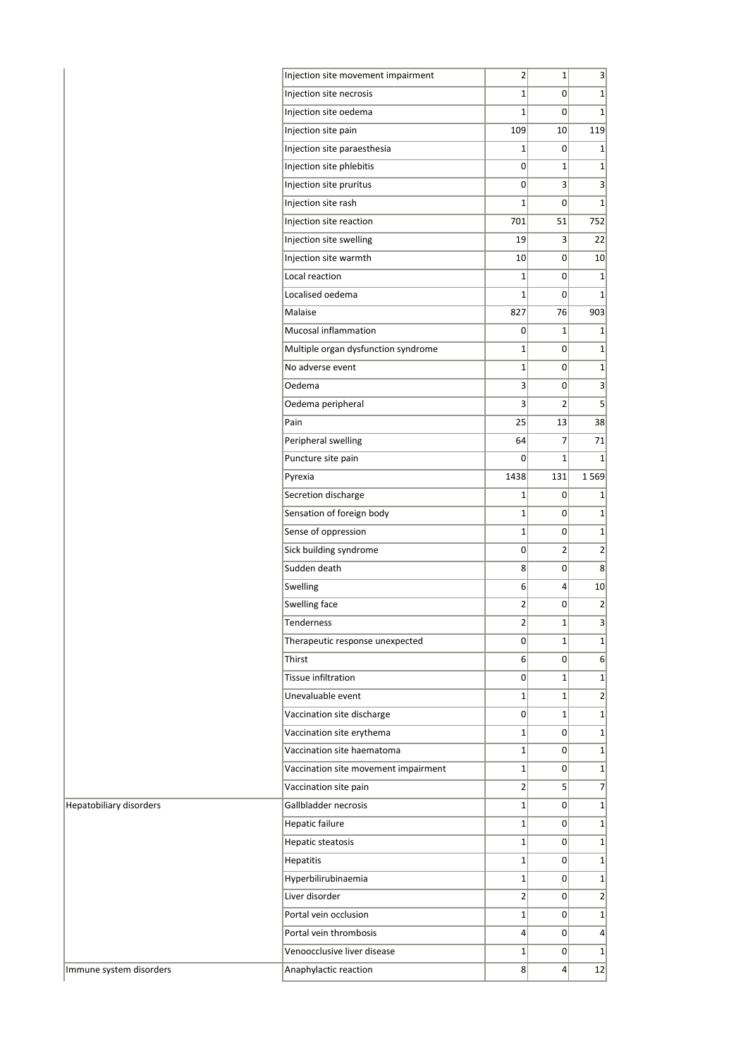| | | | | |
|---|---|---|---|---|
| | Injection site movement impairment | 2 | 1 | 3 |
| | Injection site necrosis | 1 | 0 | 1 |
| | Injection site oedema | 1 | 0 | 1 |
| | Injection site pain | 109 | 10 | 119 |
| | Injection site paraesthesia | 1 | 0 | 1 |
| | Injection site phlebitis | 0 | 1 | 1 |
| | Injection site pruritus | 0 | 3 | 3 |
| | Injection site rash | 1 | 0 | 1 |
| | Injection site reaction | 701 | 51 | 752 |
| | Injection site swelling | 19 | 3 | 22 |
| | Injection site warmth | 10 | 0 | 10 |
| | Local reaction | 1 | 0 | 1 |
| | Localised oedema | 1 | 0 | 1 |
| | Malaise | 827 | 76 | 903 |
| | Mucosal inflammation | 0 | 1 | 1 |
| | Multiple organ dysfunction syndrome | 1 | 0 | 1 |
| | No adverse event | 1 | 0 | 1 |
| | Oedema | 3 | 0 | 3 |
| | Oedema peripheral | 3 | 2 | 5 |
| | Pain | 25 | 13 | 38 |
| | Peripheral swelling | 64 | 7 | 71 |
| | Puncture site pain | 0 | 1 | 1 |
| | Pyrexia | 1438 | 131 | 1 569 |
| | Secretion discharge | 1 | 0 | 1 |
| | Sensation of foreign body | 1 | 0 | 1 |
| | Sense of oppression | 1 | 0 | 1 |
| | Sick building syndrome | 0 | 2 | 2 |
| | Sudden death | 8 | 0 | 8 |
| | Swelling | 6 | 4 | 10 |
| | Swelling face | 2 | 0 | 2 |
| | Tenderness | 2 | 1 | 3 |
| | Therapeutic response unexpected | 0 | 1 | 1 |
| | Thirst | 6 | 0 | 6 |
| | Tissue infiltration | 0 | 1 | 1 |
| | Unevaluable event | 1 | 1 | 2 |
| | Vaccination site discharge | 0 | 1 | 1 |
| | Vaccination site erythema | 1 | 0 | 1 |
| | Vaccination site haematoma | 1 | 0 | 1 |
| | Vaccination site movement impairment | 1 | 0 | 1 |
| | Vaccination site pain | 2 | 5 | 7 |
| Hepatobiliary disorders | Gallbladder necrosis | 1 | 0 | 1 |
| | Hepatic failure | 1 | 0 | 1 |
| | Hepatic steatosis | 1 | 0 | 1 |
| | Hepatitis | 1 | 0 | 1 |
| | Hyperbilirubinaemia | 1 | 0 | 1 |
| | Liver disorder | 2 | 0 | 2 |
| | Portal vein occlusion | 1 | 0 | 1 |
| | Portal vein thrombosis | 4 | 0 | 4 |
| | Venoocclusive liver disease | 1 | 0 | 1 |
| Immune system disorders | Anaphylactic reaction | 8 | 4 | 12 |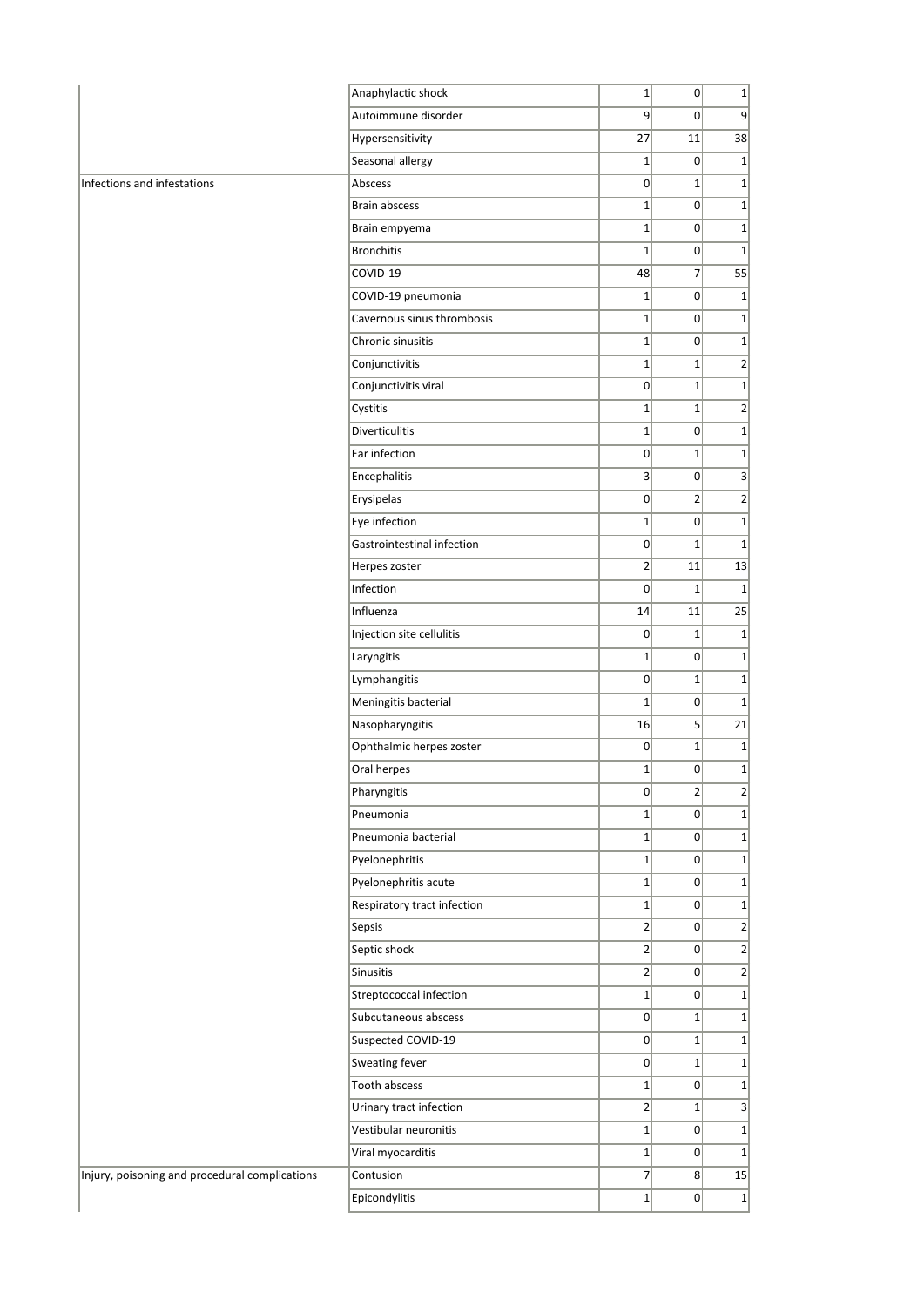| | | | | |
|---|---|---|---|---|
| | Anaphylactic shock | 1 | 0 | 1 |
| | Autoimmune disorder | 9 | 0 | 9 |
| | Hypersensitivity | 27 | 11 | 38 |
| | Seasonal allergy | 1 | 0 | 1 |
| Infections and infestations | Abscess | 0 | 1 | 1 |
| | Brain abscess | 1 | 0 | 1 |
| | Brain empyema | 1 | 0 | 1 |
| | Bronchitis | 1 | 0 | 1 |
| | COVID-19 | 48 | 7 | 55 |
| | COVID-19 pneumonia | 1 | 0 | 1 |
| | Cavernous sinus thrombosis | 1 | 0 | 1 |
| | Chronic sinusitis | 1 | 0 | 1 |
| | Conjunctivitis | 1 | 1 | 2 |
| | Conjunctivitis viral | 0 | 1 | 1 |
| | Cystitis | 1 | 1 | 2 |
| | Diverticulitis | 1 | 0 | 1 |
| | Ear infection | 0 | 1 | 1 |
| | Encephalitis | 3 | 0 | 3 |
| | Erysipelas | 0 | 2 | 2 |
| | Eye infection | 1 | 0 | 1 |
| | Gastrointestinal infection | 0 | 1 | 1 |
| | Herpes zoster | 2 | 11 | 13 |
| | Infection | 0 | 1 | 1 |
| | Influenza | 14 | 11 | 25 |
| | Injection site cellulitis | 0 | 1 | 1 |
| | Laryngitis | 1 | 0 | 1 |
| | Lymphangitis | 0 | 1 | 1 |
| | Meningitis bacterial | 1 | 0 | 1 |
| | Nasopharyngitis | 16 | 5 | 21 |
| | Ophthalmic herpes zoster | 0 | 1 | 1 |
| | Oral herpes | 1 | 0 | 1 |
| | Pharyngitis | 0 | 2 | 2 |
| | Pneumonia | 1 | 0 | 1 |
| | Pneumonia bacterial | 1 | 0 | 1 |
| | Pyelonephritis | 1 | 0 | 1 |
| | Pyelonephritis acute | 1 | 0 | 1 |
| | Respiratory tract infection | 1 | 0 | 1 |
| | Sepsis | 2 | 0 | 2 |
| | Septic shock | 2 | 0 | 2 |
| | Sinusitis | 2 | 0 | 2 |
| | Streptococcal infection | 1 | 0 | 1 |
| | Subcutaneous abscess | 0 | 1 | 1 |
| | Suspected COVID-19 | 0 | 1 | 1 |
| | Sweating fever | 0 | 1 | 1 |
| | Tooth abscess | 1 | 0 | 1 |
| | Urinary tract infection | 2 | 1 | 3 |
| | Vestibular neuronitis | 1 | 0 | 1 |
| | Viral myocarditis | 1 | 0 | 1 |
| Injury, poisoning and procedural complications | Contusion | 7 | 8 | 15 |
| | Epicondylitis | 1 | 0 | 1 |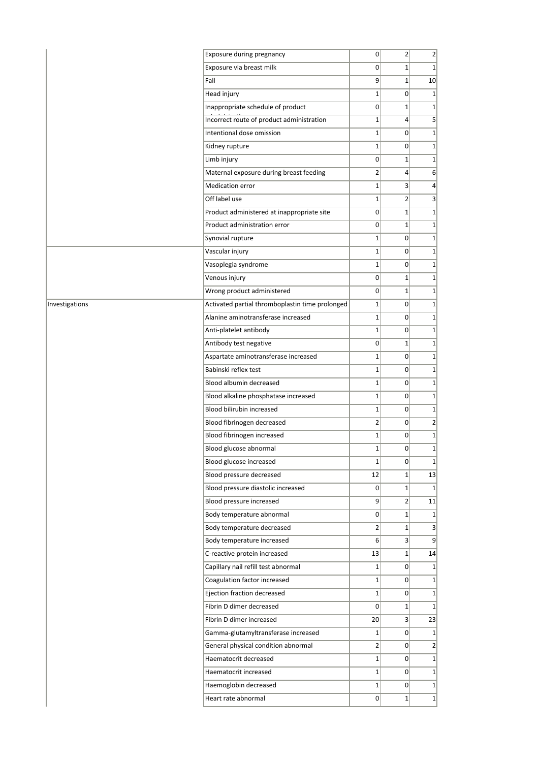| | | | | |
|---|---|---|---|---|
| | Exposure during pregnancy | 0 | 2 | 2 |
| | Exposure via breast milk | 0 | 1 | 1 |
| | Fall | 9 | 1 | 10 |
| | Head injury | 1 | 0 | 1 |
| | Inappropriate schedule of product | 0 | 1 | 1 |
| | Incorrect route of product administration | 1 | 4 | 5 |
| | Intentional dose omission | 1 | 0 | 1 |
| | Kidney rupture | 1 | 0 | 1 |
| | Limb injury | 0 | 1 | 1 |
| | Maternal exposure during breast feeding | 2 | 4 | 6 |
| | Medication error | 1 | 3 | 4 |
| | Off label use | 1 | 2 | 3 |
| | Product administered at inappropriate site | 0 | 1 | 1 |
| | Product administration error | 0 | 1 | 1 |
| | Synovial rupture | 1 | 0 | 1 |
| | Vascular injury | 1 | 0 | 1 |
| | Vasoplegia syndrome | 1 | 0 | 1 |
| | Venous injury | 0 | 1 | 1 |
| | Wrong product administered | 0 | 1 | 1 |
| Investigations | Activated partial thromboplastin time prolonged | 1 | 0 | 1 |
| | Alanine aminotransferase increased | 1 | 0 | 1 |
| | Anti-platelet antibody | 1 | 0 | 1 |
| | Antibody test negative | 0 | 1 | 1 |
| | Aspartate aminotransferase increased | 1 | 0 | 1 |
| | Babinski reflex test | 1 | 0 | 1 |
| | Blood albumin decreased | 1 | 0 | 1 |
| | Blood alkaline phosphatase increased | 1 | 0 | 1 |
| | Blood bilirubin increased | 1 | 0 | 1 |
| | Blood fibrinogen decreased | 2 | 0 | 2 |
| | Blood fibrinogen increased | 1 | 0 | 1 |
| | Blood glucose abnormal | 1 | 0 | 1 |
| | Blood glucose increased | 1 | 0 | 1 |
| | Blood pressure decreased | 12 | 1 | 13 |
| | Blood pressure diastolic increased | 0 | 1 | 1 |
| | Blood pressure increased | 9 | 2 | 11 |
| | Body temperature abnormal | 0 | 1 | 1 |
| | Body temperature decreased | 2 | 1 | 3 |
| | Body temperature increased | 6 | 3 | 9 |
| | C-reactive protein increased | 13 | 1 | 14 |
| | Capillary nail refill test abnormal | 1 | 0 | 1 |
| | Coagulation factor increased | 1 | 0 | 1 |
| | Ejection fraction decreased | 1 | 0 | 1 |
| | Fibrin D dimer decreased | 0 | 1 | 1 |
| | Fibrin D dimer increased | 20 | 3 | 23 |
| | Gamma-glutamyltransferase increased | 1 | 0 | 1 |
| | General physical condition abnormal | 2 | 0 | 2 |
| | Haematocrit decreased | 1 | 0 | 1 |
| | Haematocrit increased | 1 | 0 | 1 |
| | Haemoglobin decreased | 1 | 0 | 1 |
| | Heart rate abnormal | 0 | 1 | 1 |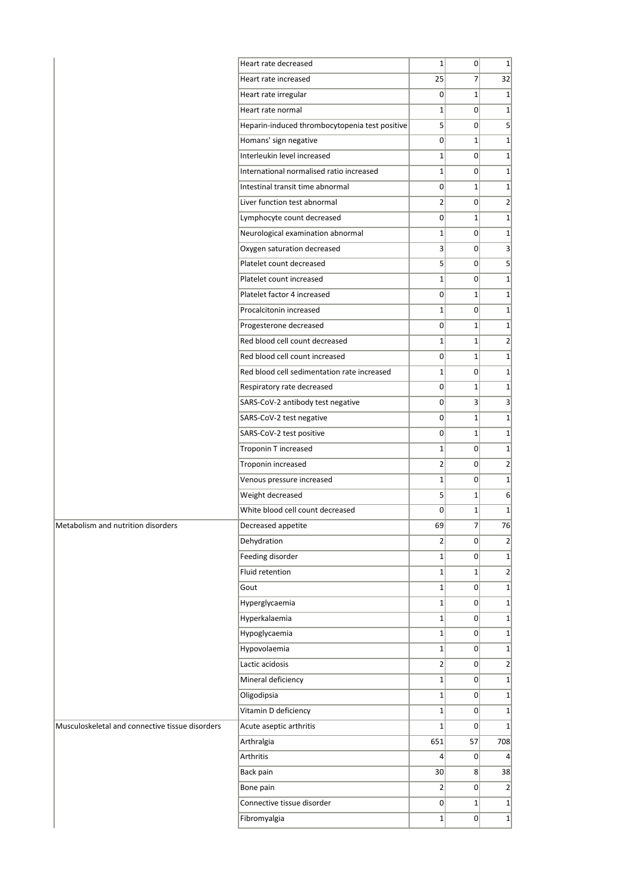| | | | | |
|---|---|---|---|---|
| | Heart rate decreased | 1 | 0 | 1 |
| | Heart rate increased | 25 | 7 | 32 |
| | Heart rate irregular | 0 | 1 | 1 |
| | Heart rate normal | 1 | 0 | 1 |
| | Heparin-induced thrombocytopenia test positive | 5 | 0 | 5 |
| | Homans' sign negative | 0 | 1 | 1 |
| | Interleukin level increased | 1 | 0 | 1 |
| | International normalised ratio increased | 1 | 0 | 1 |
| | Intestinal transit time abnormal | 0 | 1 | 1 |
| | Liver function test abnormal | 2 | 0 | 2 |
| | Lymphocyte count decreased | 0 | 1 | 1 |
| | Neurological examination abnormal | 1 | 0 | 1 |
| | Oxygen saturation decreased | 3 | 0 | 3 |
| | Platelet count decreased | 5 | 0 | 5 |
| | Platelet count increased | 1 | 0 | 1 |
| | Platelet factor 4 increased | 0 | 1 | 1 |
| | Procalcitonin increased | 1 | 0 | 1 |
| | Progesterone decreased | 0 | 1 | 1 |
| | Red blood cell count decreased | 1 | 1 | 2 |
| | Red blood cell count increased | 0 | 1 | 1 |
| | Red blood cell sedimentation rate increased | 1 | 0 | 1 |
| | Respiratory rate decreased | 0 | 1 | 1 |
| | SARS-CoV-2 antibody test negative | 0 | 3 | 3 |
| | SARS-CoV-2 test negative | 0 | 1 | 1 |
| | SARS-CoV-2 test positive | 0 | 1 | 1 |
| | Troponin T increased | 1 | 0 | 1 |
| | Troponin increased | 2 | 0 | 2 |
| | Venous pressure increased | 1 | 0 | 1 |
| | Weight decreased | 5 | 1 | 6 |
| | White blood cell count decreased | 0 | 1 | 1 |
| Metabolism and nutrition disorders | Decreased appetite | 69 | 7 | 76 |
| | Dehydration | 2 | 0 | 2 |
| | Feeding disorder | 1 | 0 | 1 |
| | Fluid retention | 1 | 1 | 2 |
| | Gout | 1 | 0 | 1 |
| | Hyperglycaemia | 1 | 0 | 1 |
| | Hyperkalaemia | 1 | 0 | 1 |
| | Hypoglycaemia | 1 | 0 | 1 |
| | Hypovolaemia | 1 | 0 | 1 |
| | Lactic acidosis | 2 | 0 | 2 |
| | Mineral deficiency | 1 | 0 | 1 |
| | Oligodipsia | 1 | 0 | 1 |
| | Vitamin D deficiency | 1 | 0 | 1 |
| Musculoskeletal and connective tissue disorders | Acute aseptic arthritis | 1 | 0 | 1 |
| | Arthralgia | 651 | 57 | 708 |
| | Arthritis | 4 | 0 | 4 |
| | Back pain | 30 | 8 | 38 |
| | Bone pain | 2 | 0 | 2 |
| | Connective tissue disorder | 0 | 1 | 1 |
| | Fibromyalgia | 1 | 0 | 1 |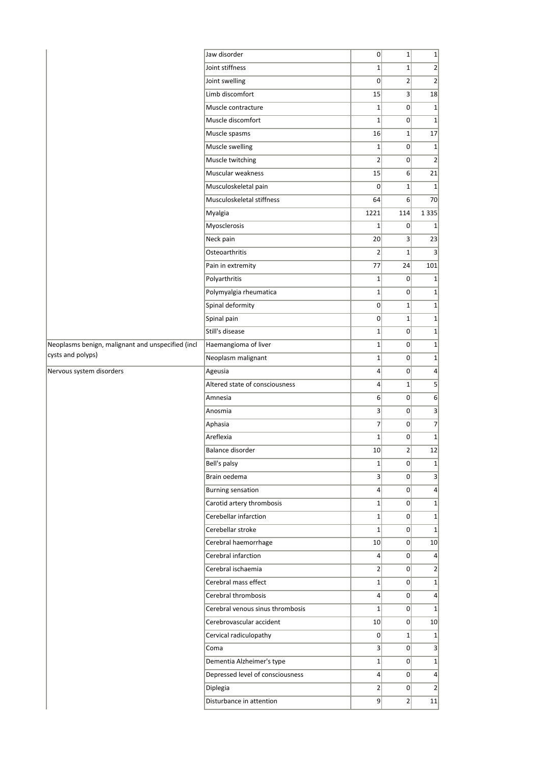| | | | | |
|---|---|---|---|---|
| | Jaw disorder | 0 | 1 | 1 |
| | Joint stiffness | 1 | 1 | 2 |
| | Joint swelling | 0 | 2 | 2 |
| | Limb discomfort | 15 | 3 | 18 |
| | Muscle contracture | 1 | 0 | 1 |
| | Muscle discomfort | 1 | 0 | 1 |
| | Muscle spasms | 16 | 1 | 17 |
| | Muscle swelling | 1 | 0 | 1 |
| | Muscle twitching | 2 | 0 | 2 |
| | Muscular weakness | 15 | 6 | 21 |
| | Musculoskeletal pain | 0 | 1 | 1 |
| | Musculoskeletal stiffness | 64 | 6 | 70 |
| | Myalgia | 1221 | 114 | 1 335 |
| | Myosclerosis | 1 | 0 | 1 |
| | Neck pain | 20 | 3 | 23 |
| | Osteoarthritis | 2 | 1 | 3 |
| | Pain in extremity | 77 | 24 | 101 |
| | Polyarthritis | 1 | 0 | 1 |
| | Polymyalgia rheumatica | 1 | 0 | 1 |
| | Spinal deformity | 0 | 1 | 1 |
| | Spinal pain | 0 | 1 | 1 |
| | Still's disease | 1 | 0 | 1 |
| Neoplasms benign, malignant and unspecified (incl cysts and polyps) | Haemangioma of liver | 1 | 0 | 1 |
| | Neoplasm malignant | 1 | 0 | 1 |
| Nervous system disorders | Ageusia | 4 | 0 | 4 |
| | Altered state of consciousness | 4 | 1 | 5 |
| | Amnesia | 6 | 0 | 6 |
| | Anosmia | 3 | 0 | 3 |
| | Aphasia | 7 | 0 | 7 |
| | Areflexia | 1 | 0 | 1 |
| | Balance disorder | 10 | 2 | 12 |
| | Bell's palsy | 1 | 0 | 1 |
| | Brain oedema | 3 | 0 | 3 |
| | Burning sensation | 4 | 0 | 4 |
| | Carotid artery thrombosis | 1 | 0 | 1 |
| | Cerebellar infarction | 1 | 0 | 1 |
| | Cerebellar stroke | 1 | 0 | 1 |
| | Cerebral haemorrhage | 10 | 0 | 10 |
| | Cerebral infarction | 4 | 0 | 4 |
| | Cerebral ischaemia | 2 | 0 | 2 |
| | Cerebral mass effect | 1 | 0 | 1 |
| | Cerebral thrombosis | 4 | 0 | 4 |
| | Cerebral venous sinus thrombosis | 1 | 0 | 1 |
| | Cerebrovascular accident | 10 | 0 | 10 |
| | Cervical radiculopathy | 0 | 1 | 1 |
| | Coma | 3 | 0 | 3 |
| | Dementia Alzheimer's type | 1 | 0 | 1 |
| | Depressed level of consciousness | 4 | 0 | 4 |
| | Diplegia | 2 | 0 | 2 |
| | Disturbance in attention | 9 | 2 | 11 |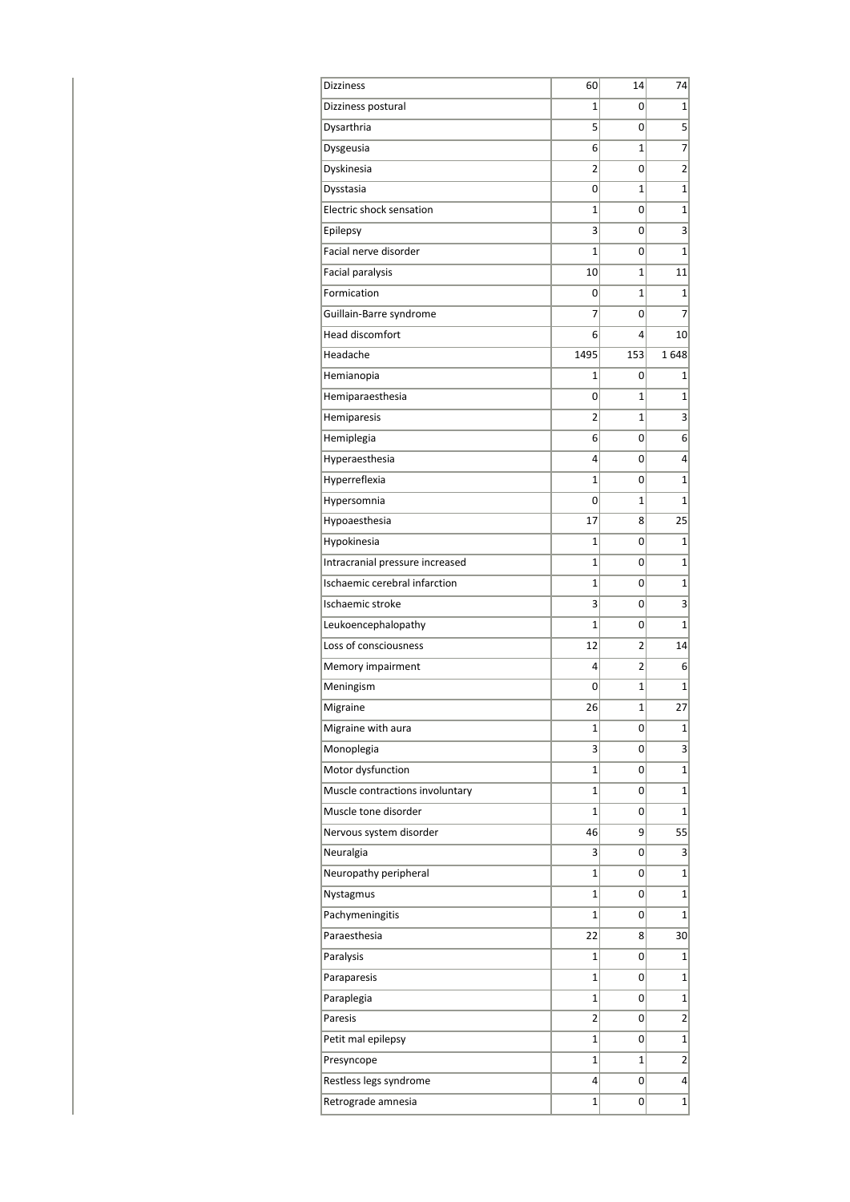| | | | |
|---|---|---|---|
| Dizziness | 60 | 14 | 74 |
| Dizziness postural | 1 | 0 | 1 |
| Dysarthria | 5 | 0 | 5 |
| Dysgeusia | 6 | 1 | 7 |
| Dyskinesia | 2 | 0 | 2 |
| Dysstasia | 0 | 1 | 1 |
| Electric shock sensation | 1 | 0 | 1 |
| Epilepsy | 3 | 0 | 3 |
| Facial nerve disorder | 1 | 0 | 1 |
| Facial paralysis | 10 | 1 | 11 |
| Formication | 0 | 1 | 1 |
| Guillain-Barre syndrome | 7 | 0 | 7 |
| Head discomfort | 6 | 4 | 10 |
| Headache | 1495 | 153 | 1 648 |
| Hemianopia | 1 | 0 | 1 |
| Hemiparaesthesia | 0 | 1 | 1 |
| Hemiparesis | 2 | 1 | 3 |
| Hemiplegia | 6 | 0 | 6 |
| Hyperaesthesia | 4 | 0 | 4 |
| Hyperreflexia | 1 | 0 | 1 |
| Hypersomnia | 0 | 1 | 1 |
| Hypoaesthesia | 17 | 8 | 25 |
| Hypokinesia | 1 | 0 | 1 |
| Intracranial pressure increased | 1 | 0 | 1 |
| Ischaemic cerebral infarction | 1 | 0 | 1 |
| Ischaemic stroke | 3 | 0 | 3 |
| Leukoencephalopathy | 1 | 0 | 1 |
| Loss of consciousness | 12 | 2 | 14 |
| Memory impairment | 4 | 2 | 6 |
| Meningism | 0 | 1 | 1 |
| Migraine | 26 | 1 | 27 |
| Migraine with aura | 1 | 0 | 1 |
| Monoplegia | 3 | 0 | 3 |
| Motor dysfunction | 1 | 0 | 1 |
| Muscle contractions involuntary | 1 | 0 | 1 |
| Muscle tone disorder | 1 | 0 | 1 |
| Nervous system disorder | 46 | 9 | 55 |
| Neuralgia | 3 | 0 | 3 |
| Neuropathy peripheral | 1 | 0 | 1 |
| Nystagmus | 1 | 0 | 1 |
| Pachymeningitis | 1 | 0 | 1 |
| Paraesthesia | 22 | 8 | 30 |
| Paralysis | 1 | 0 | 1 |
| Paraparesis | 1 | 0 | 1 |
| Paraplegia | 1 | 0 | 1 |
| Paresis | 2 | 0 | 2 |
| Petit mal epilepsy | 1 | 0 | 1 |
| Presyncope | 1 | 1 | 2 |
| Restless legs syndrome | 4 | 0 | 4 |
| Retrograde amnesia | 1 | 0 | 1 |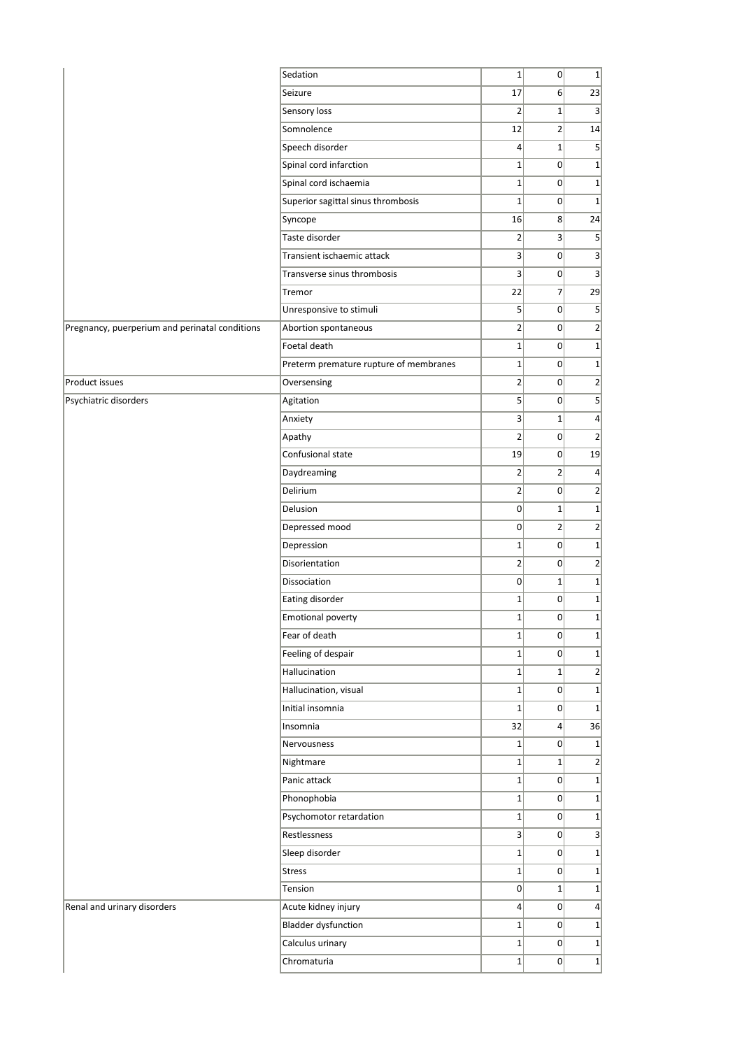| | | | | |
|---|---|---|---|---|
| | Sedation | 1 | 0 | 1 |
| | Seizure | 17 | 6 | 23 |
| | Sensory loss | 2 | 1 | 3 |
| | Somnolence | 12 | 2 | 14 |
| | Speech disorder | 4 | 1 | 5 |
| | Spinal cord infarction | 1 | 0 | 1 |
| | Spinal cord ischaemia | 1 | 0 | 1 |
| | Superior sagittal sinus thrombosis | 1 | 0 | 1 |
| | Syncope | 16 | 8 | 24 |
| | Taste disorder | 2 | 3 | 5 |
| | Transient ischaemic attack | 3 | 0 | 3 |
| | Transverse sinus thrombosis | 3 | 0 | 3 |
| | Tremor | 22 | 7 | 29 |
| | Unresponsive to stimuli | 5 | 0 | 5 |
| Pregnancy, puerperium and perinatal conditions | Abortion spontaneous | 2 | 0 | 2 |
| | Foetal death | 1 | 0 | 1 |
| | Preterm premature rupture of membranes | 1 | 0 | 1 |
| Product issues | Oversensing | 2 | 0 | 2 |
| Psychiatric disorders | Agitation | 5 | 0 | 5 |
| | Anxiety | 3 | 1 | 4 |
| | Apathy | 2 | 0 | 2 |
| | Confusional state | 19 | 0 | 19 |
| | Daydreaming | 2 | 2 | 4 |
| | Delirium | 2 | 0 | 2 |
| | Delusion | 0 | 1 | 1 |
| | Depressed mood | 0 | 2 | 2 |
| | Depression | 1 | 0 | 1 |
| | Disorientation | 2 | 0 | 2 |
| | Dissociation | 0 | 1 | 1 |
| | Eating disorder | 1 | 0 | 1 |
| | Emotional poverty | 1 | 0 | 1 |
| | Fear of death | 1 | 0 | 1 |
| | Feeling of despair | 1 | 0 | 1 |
| | Hallucination | 1 | 1 | 2 |
| | Hallucination, visual | 1 | 0 | 1 |
| | Initial insomnia | 1 | 0 | 1 |
| | Insomnia | 32 | 4 | 36 |
| | Nervousness | 1 | 0 | 1 |
| | Nightmare | 1 | 1 | 2 |
| | Panic attack | 1 | 0 | 1 |
| | Phonophobia | 1 | 0 | 1 |
| | Psychomotor retardation | 1 | 0 | 1 |
| | Restlessness | 3 | 0 | 3 |
| | Sleep disorder | 1 | 0 | 1 |
| | Stress | 1 | 0 | 1 |
| | Tension | 0 | 1 | 1 |
| Renal and urinary disorders | Acute kidney injury | 4 | 0 | 4 |
| | Bladder dysfunction | 1 | 0 | 1 |
| | Calculus urinary | 1 | 0 | 1 |
| | Chromaturia | 1 | 0 | 1 |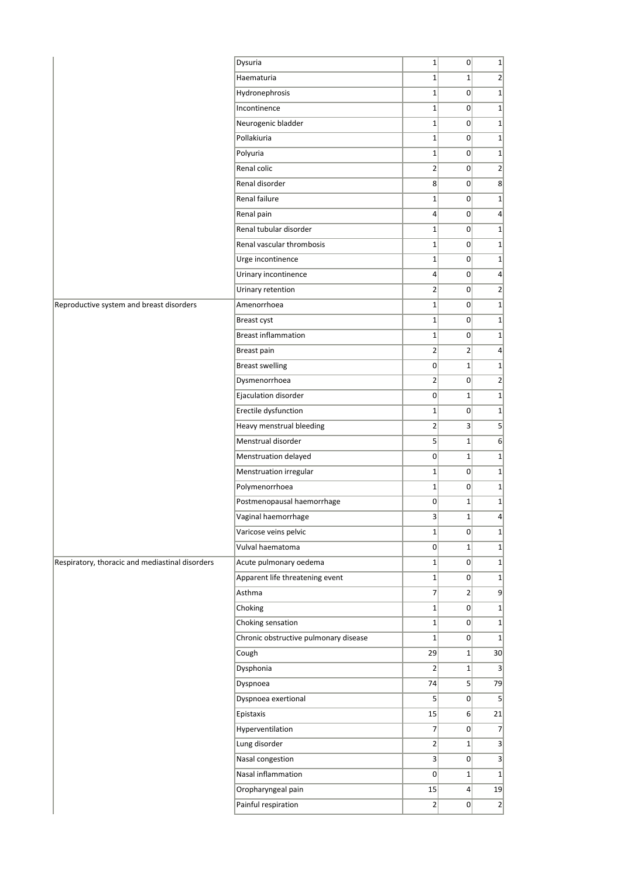| | | | | |
|---|---|---|---|---|
| | Dysuria | 1 | 0 | 1 |
| | Haematuria | 1 | 1 | 2 |
| | Hydronephrosis | 1 | 0 | 1 |
| | Incontinence | 1 | 0 | 1 |
| | Neurogenic bladder | 1 | 0 | 1 |
| | Pollakiuria | 1 | 0 | 1 |
| | Polyuria | 1 | 0 | 1 |
| | Renal colic | 2 | 0 | 2 |
| | Renal disorder | 8 | 0 | 8 |
| | Renal failure | 1 | 0 | 1 |
| | Renal pain | 4 | 0 | 4 |
| | Renal tubular disorder | 1 | 0 | 1 |
| | Renal vascular thrombosis | 1 | 0 | 1 |
| | Urge incontinence | 1 | 0 | 1 |
| | Urinary incontinence | 4 | 0 | 4 |
| | Urinary retention | 2 | 0 | 2 |
| Reproductive system and breast disorders | Amenorrhoea | 1 | 0 | 1 |
| | Breast cyst | 1 | 0 | 1 |
| | Breast inflammation | 1 | 0 | 1 |
| | Breast pain | 2 | 2 | 4 |
| | Breast swelling | 0 | 1 | 1 |
| | Dysmenorrhoea | 2 | 0 | 2 |
| | Ejaculation disorder | 0 | 1 | 1 |
| | Erectile dysfunction | 1 | 0 | 1 |
| | Heavy menstrual bleeding | 2 | 3 | 5 |
| | Menstrual disorder | 5 | 1 | 6 |
| | Menstruation delayed | 0 | 1 | 1 |
| | Menstruation irregular | 1 | 0 | 1 |
| | Polymenorrhoea | 1 | 0 | 1 |
| | Postmenopausal haemorrhage | 0 | 1 | 1 |
| | Vaginal haemorrhage | 3 | 1 | 4 |
| | Varicose veins pelvic | 1 | 0 | 1 |
| | Vulval haematoma | 0 | 1 | 1 |
| Respiratory, thoracic and mediastinal disorders | Acute pulmonary oedema | 1 | 0 | 1 |
| | Apparent life threatening event | 1 | 0 | 1 |
| | Asthma | 7 | 2 | 9 |
| | Choking | 1 | 0 | 1 |
| | Choking sensation | 1 | 0 | 1 |
| | Chronic obstructive pulmonary disease | 1 | 0 | 1 |
| | Cough | 29 | 1 | 30 |
| | Dysphonia | 2 | 1 | 3 |
| | Dyspnoea | 74 | 5 | 79 |
| | Dyspnoea exertional | 5 | 0 | 5 |
| | Epistaxis | 15 | 6 | 21 |
| | Hyperventilation | 7 | 0 | 7 |
| | Lung disorder | 2 | 1 | 3 |
| | Nasal congestion | 3 | 0 | 3 |
| | Nasal inflammation | 0 | 1 | 1 |
| | Oropharyngeal pain | 15 | 4 | 19 |
| | Painful respiration | 2 | 0 | 2 |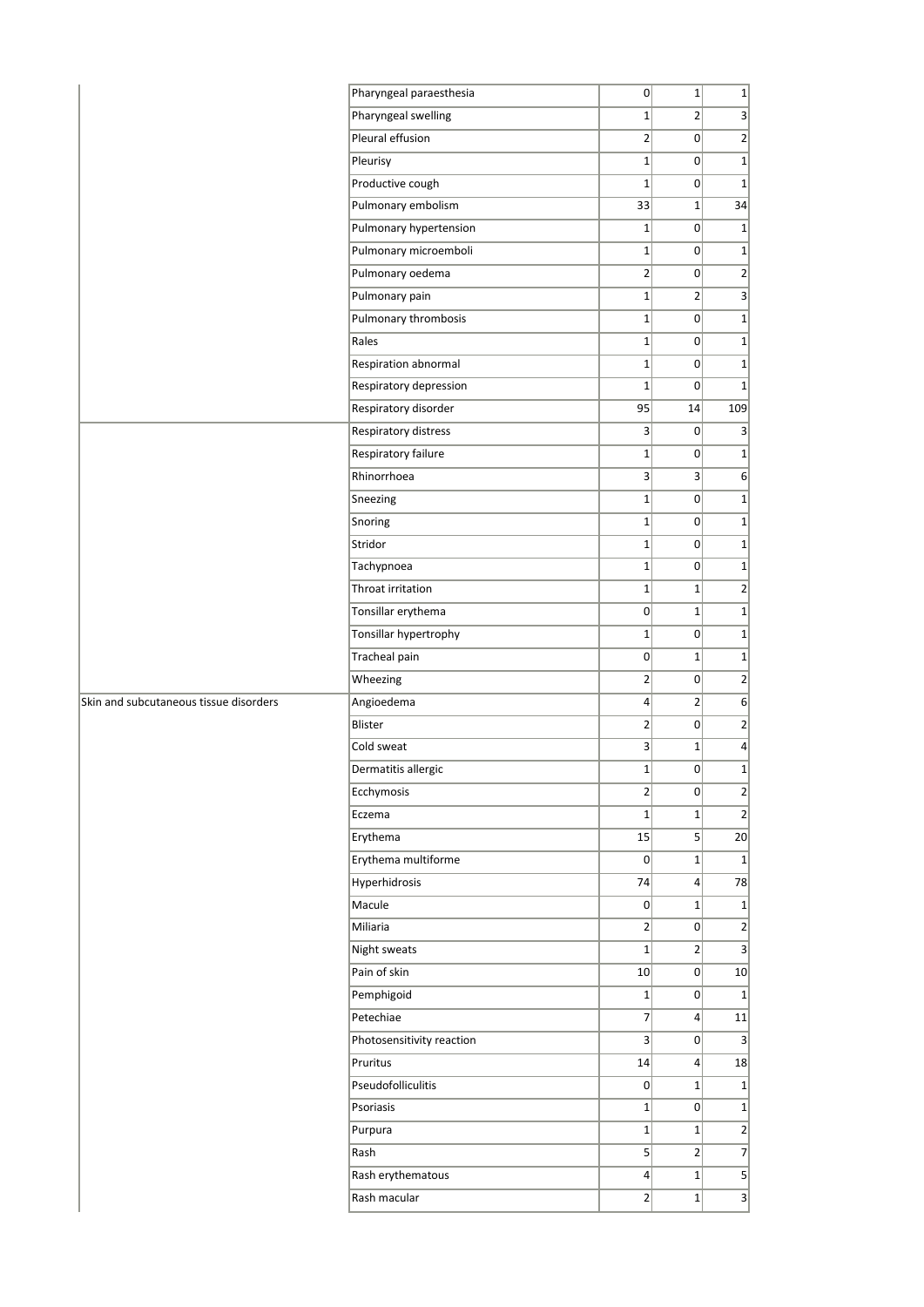| | | | | |
|---|---|---|---|---|
| | Pharyngeal paraesthesia | 0 | 1 | 1 |
| | Pharyngeal swelling | 1 | 2 | 3 |
| | Pleural effusion | 2 | 0 | 2 |
| | Pleurisy | 1 | 0 | 1 |
| | Productive cough | 1 | 0 | 1 |
| | Pulmonary embolism | 33 | 1 | 34 |
| | Pulmonary hypertension | 1 | 0 | 1 |
| | Pulmonary microemboli | 1 | 0 | 1 |
| | Pulmonary oedema | 2 | 0 | 2 |
| | Pulmonary pain | 1 | 2 | 3 |
| | Pulmonary thrombosis | 1 | 0 | 1 |
| | Rales | 1 | 0 | 1 |
| | Respiration abnormal | 1 | 0 | 1 |
| | Respiratory depression | 1 | 0 | 1 |
| | Respiratory disorder | 95 | 14 | 109 |
| | Respiratory distress | 3 | 0 | 3 |
| | Respiratory failure | 1 | 0 | 1 |
| | Rhinorrhoea | 3 | 3 | 6 |
| | Sneezing | 1 | 0 | 1 |
| | Snoring | 1 | 0 | 1 |
| | Stridor | 1 | 0 | 1 |
| | Tachypnoea | 1 | 0 | 1 |
| | Throat irritation | 1 | 1 | 2 |
| | Tonsillar erythema | 0 | 1 | 1 |
| | Tonsillar hypertrophy | 1 | 0 | 1 |
| | Tracheal pain | 0 | 1 | 1 |
| | Wheezing | 2 | 0 | 2 |
| Skin and subcutaneous tissue disorders | Angioedema | 4 | 2 | 6 |
| | Blister | 2 | 0 | 2 |
| | Cold sweat | 3 | 1 | 4 |
| | Dermatitis allergic | 1 | 0 | 1 |
| | Ecchymosis | 2 | 0 | 2 |
| | Eczema | 1 | 1 | 2 |
| | Erythema | 15 | 5 | 20 |
| | Erythema multiforme | 0 | 1 | 1 |
| | Hyperhidrosis | 74 | 4 | 78 |
| | Macule | 0 | 1 | 1 |
| | Miliaria | 2 | 0 | 2 |
| | Night sweats | 1 | 2 | 3 |
| | Pain of skin | 10 | 0 | 10 |
| | Pemphigoid | 1 | 0 | 1 |
| | Petechiae | 7 | 4 | 11 |
| | Photosensitivity reaction | 3 | 0 | 3 |
| | Pruritus | 14 | 4 | 18 |
| | Pseudofolliculitis | 0 | 1 | 1 |
| | Psoriasis | 1 | 0 | 1 |
| | Purpura | 1 | 1 | 2 |
| | Rash | 5 | 2 | 7 |
| | Rash erythematous | 4 | 1 | 5 |
| | Rash macular | 2 | 1 | 3 |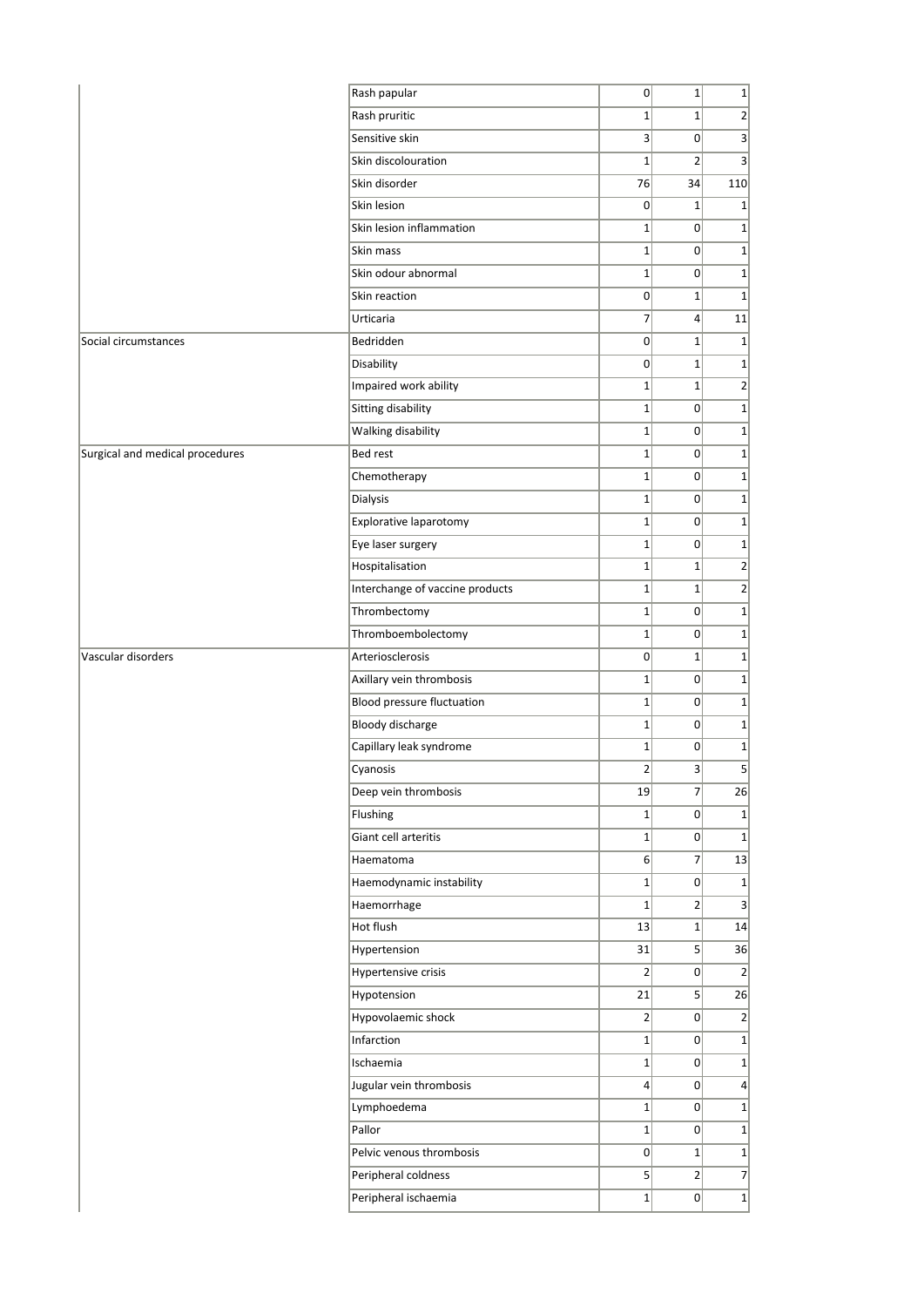| | | | | |
|---|---|---|---|---|
| | Rash papular | 0 | 1 | 1 |
| | Rash pruritic | 1 | 1 | 2 |
| | Sensitive skin | 3 | 0 | 3 |
| | Skin discolouration | 1 | 2 | 3 |
| | Skin disorder | 76 | 34 | 110 |
| | Skin lesion | 0 | 1 | 1 |
| | Skin lesion inflammation | 1 | 0 | 1 |
| | Skin mass | 1 | 0 | 1 |
| | Skin odour abnormal | 1 | 0 | 1 |
| | Skin reaction | 0 | 1 | 1 |
| | Urticaria | 7 | 4 | 11 |
| Social circumstances | Bedridden | 0 | 1 | 1 |
| | Disability | 0 | 1 | 1 |
| | Impaired work ability | 1 | 1 | 2 |
| | Sitting disability | 1 | 0 | 1 |
| | Walking disability | 1 | 0 | 1 |
| Surgical and medical procedures | Bed rest | 1 | 0 | 1 |
| | Chemotherapy | 1 | 0 | 1 |
| | Dialysis | 1 | 0 | 1 |
| | Explorative laparotomy | 1 | 0 | 1 |
| | Eye laser surgery | 1 | 0 | 1 |
| | Hospitalisation | 1 | 1 | 2 |
| | Interchange of vaccine products | 1 | 1 | 2 |
| | Thrombectomy | 1 | 0 | 1 |
| | Thromboembolectomy | 1 | 0 | 1 |
| Vascular disorders | Arteriosclerosis | 0 | 1 | 1 |
| | Axillary vein thrombosis | 1 | 0 | 1 |
| | Blood pressure fluctuation | 1 | 0 | 1 |
| | Bloody discharge | 1 | 0 | 1 |
| | Capillary leak syndrome | 1 | 0 | 1 |
| | Cyanosis | 2 | 3 | 5 |
| | Deep vein thrombosis | 19 | 7 | 26 |
| | Flushing | 1 | 0 | 1 |
| | Giant cell arteritis | 1 | 0 | 1 |
| | Haematoma | 6 | 7 | 13 |
| | Haemodynamic instability | 1 | 0 | 1 |
| | Haemorrhage | 1 | 2 | 3 |
| | Hot flush | 13 | 1 | 14 |
| | Hypertension | 31 | 5 | 36 |
| | Hypertensive crisis | 2 | 0 | 2 |
| | Hypotension | 21 | 5 | 26 |
| | Hypovolaemic shock | 2 | 0 | 2 |
| | Infarction | 1 | 0 | 1 |
| | Ischaemia | 1 | 0 | 1 |
| | Jugular vein thrombosis | 4 | 0 | 4 |
| | Lymphoedema | 1 | 0 | 1 |
| | Pallor | 1 | 0 | 1 |
| | Pelvic venous thrombosis | 0 | 1 | 1 |
| | Peripheral coldness | 5 | 2 | 7 |
| | Peripheral ischaemia | 1 | 0 | 1 |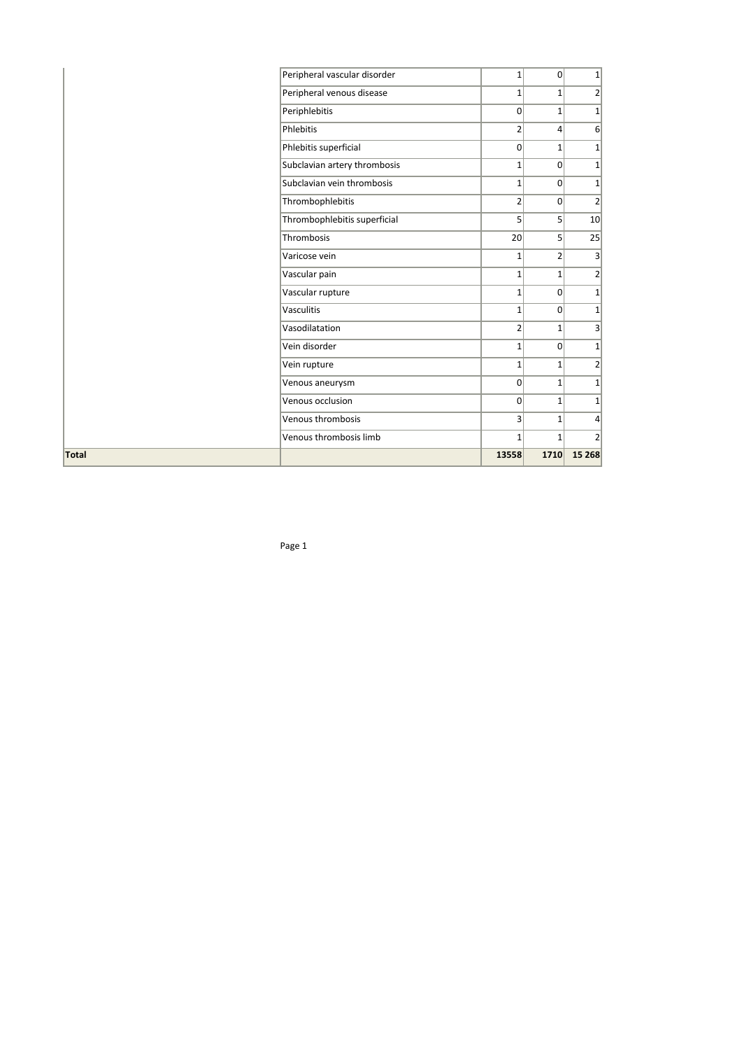| | | | | |
|---|---|---|---|---|
| | Peripheral vascular disorder | 1 | 0 | 1 |
| | Peripheral venous disease | 1 | 1 | 2 |
| | Periphlebitis | 0 | 1 | 1 |
| | Phlebitis | 2 | 4 | 6 |
| | Phlebitis superficial | 0 | 1 | 1 |
| | Subclavian artery thrombosis | 1 | 0 | 1 |
| | Subclavian vein thrombosis | 1 | 0 | 1 |
| | Thrombophlebitis | 2 | 0 | 2 |
| | Thrombophlebitis superficial | 5 | 5 | 10 |
| | Thrombosis | 20 | 5 | 25 |
| | Varicose vein | 1 | 2 | 3 |
| | Vascular pain | 1 | 1 | 2 |
| | Vascular rupture | 1 | 0 | 1 |
| | Vasculitis | 1 | 0 | 1 |
| | Vasodilatation | 2 | 1 | 3 |
| | Vein disorder | 1 | 0 | 1 |
| | Vein rupture | 1 | 1 | 2 |
| | Venous aneurysm | 0 | 1 | 1 |
| | Venous occlusion | 0 | 1 | 1 |
| | Venous thrombosis | 3 | 1 | 4 |
| | Venous thrombosis limb | 1 | 1 | 2 |
| **Total** | | **13558** | **1710** | **15 268** |